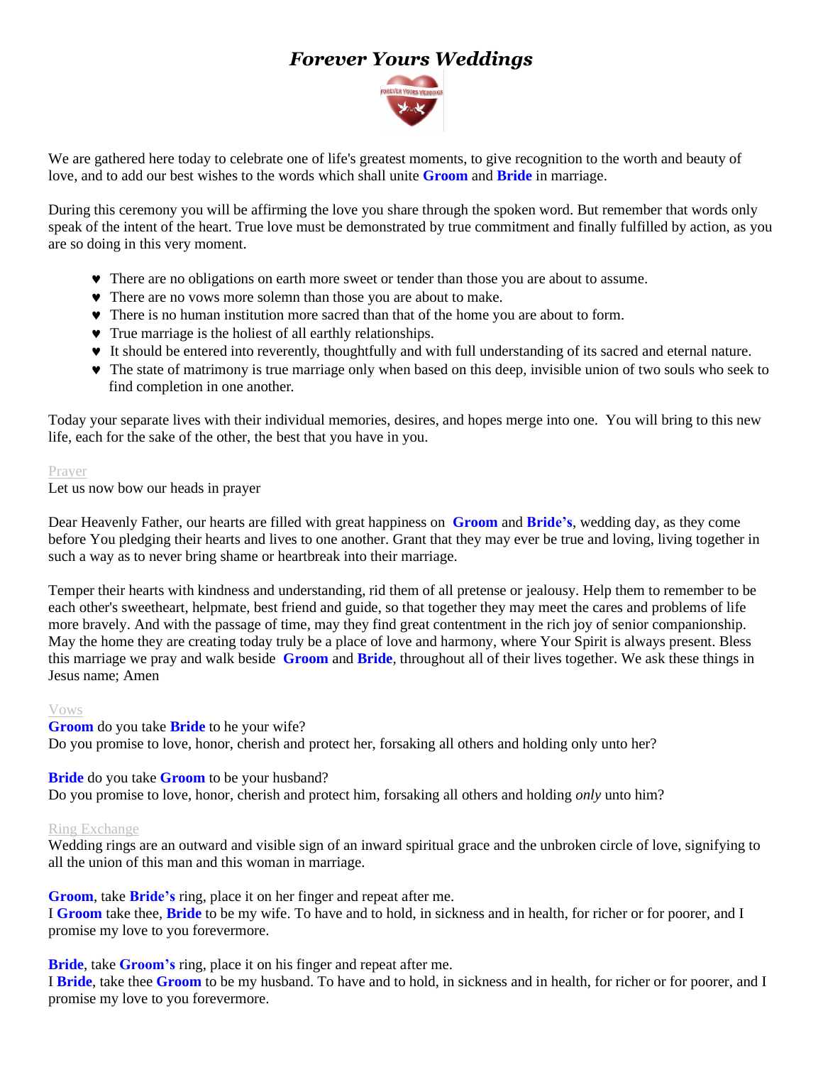# *Forever Yours Weddings*

We are gathered here today to celebrate one of life's greatest moments, to give recognition to the worth and beauty of love, and to add our best wishes to the words which shall unite **Groom** and **Bride** in marriage.

During this ceremony you will be affirming the love you share through the spoken word. But remember that words only speak of the intent of the heart. True love must be demonstrated by true commitment and finally fulfilled by action, as you are so doing in this very moment.

- There are no obligations on earth more sweet or tender than those you are about to assume.
- There are no vows more solemn than those you are about to make.
- There is no human institution more sacred than that of the home you are about to form.
- True marriage is the holiest of all earthly relationships.
- It should be entered into reverently, thoughtfully and with full understanding of its sacred and eternal nature.
- The state of matrimony is true marriage only when based on this deep, invisible union of two souls who seek to find completion in one another.

Today your separate lives with their individual memories, desires, and hopes merge into one. You will bring to this new life, each for the sake of the other, the best that you have in you.

Prayer

Let us now bow our heads in prayer

Dear Heavenly Father, our hearts are filled with great happiness on **Groom** and **Bride's**, wedding day, as they come before You pledging their hearts and lives to one another. Grant that they may ever be true and loving, living together in such a way as to never bring shame or heartbreak into their marriage.

Temper their hearts with kindness and understanding, rid them of all pretense or jealousy. Help them to remember to be each other's sweetheart, helpmate, best friend and guide, so that together they may meet the cares and problems of life more bravely. And with the passage of time, may they find great contentment in the rich joy of senior companionship. May the home they are creating today truly be a place of love and harmony, where Your Spirit is always present. Bless this marriage we pray and walk beside **Groom** and **Bride**, throughout all of their lives together. We ask these things in Jesus name; Amen

Vows

**Groom** do you take **Bride** to he your wife?
Do you promise to love, honor, cherish and protect her, forsaking all others and holding only unto her?

**Bride** do you take **Groom** to be your husband?
Do you promise to love, honor, cherish and protect him, forsaking all others and holding *only* unto him?

Ring Exchange

Wedding rings are an outward and visible sign of an inward spiritual grace and the unbroken circle of love, signifying to all the union of this man and this woman in marriage.

**Groom**, take **Bride's** ring, place it on her finger and repeat after me.
I **Groom** take thee, **Bride** to be my wife. To have and to hold, in sickness and in health, for richer or for poorer, and I promise my love to you forevermore.

**Bride**, take **Groom's** ring, place it on his finger and repeat after me.
I **Bride**, take thee **Groom** to be my husband. To have and to hold, in sickness and in health, for richer or for poorer, and I promise my love to you forevermore.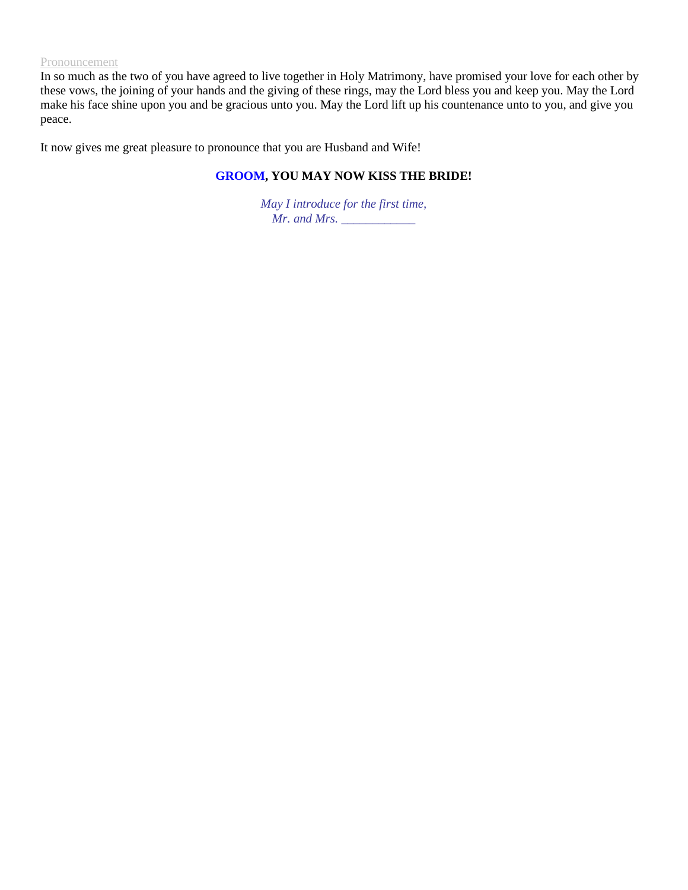Pronouncement

In so much as the two of you have agreed to live together in Holy Matrimony, have promised your love for each other by these vows, the joining of your hands and the giving of these rings, may the Lord bless you and keep you. May the Lord make his face shine upon you and be gracious unto you. May the Lord lift up his countenance unto to you, and give you peace.

It now gives me great pleasure to pronounce that you are Husband and Wife!

**GROOM, YOU MAY NOW KISS THE BRIDE!**

*May I introduce for the first time,*
*Mr. and Mrs. ____________*